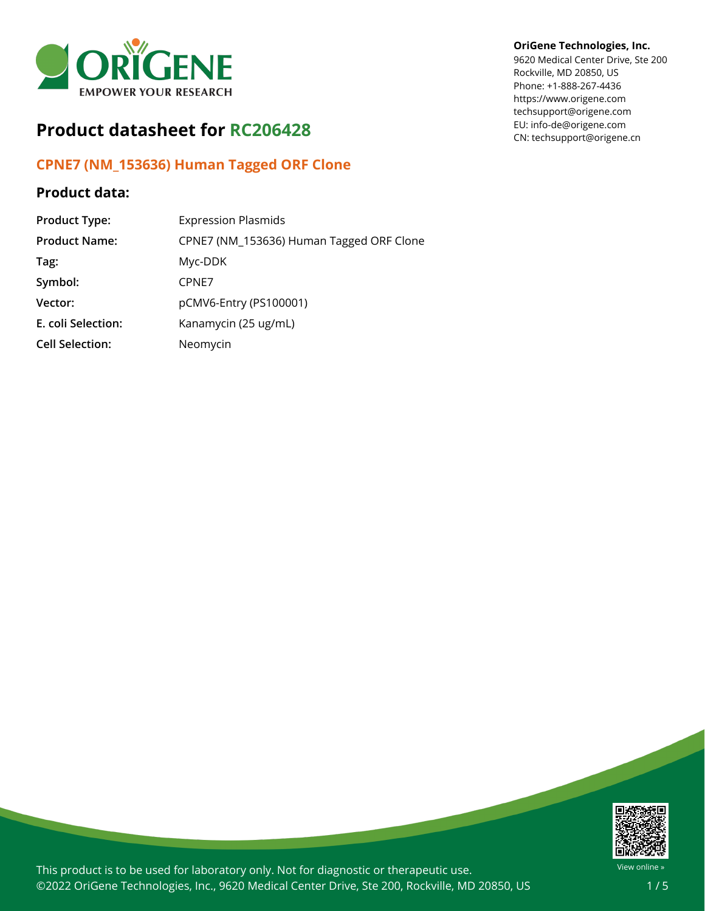**OriGene Technologies, Inc.**
9620 Medical Center Drive, Ste 200
Rockville, MD 20850, US
Phone: +1-888-267-4436
https://www.origene.com
techsupport@origene.com
EU: info-de@origene.com
CN: techsupport@origene.cn

# Product datasheet for RC206428

## CPNE7 (NM_153636) Human Tagged ORF Clone

### Product data:

| | |
|---|---|
| **Product Type:** | Expression Plasmids |
| **Product Name:** | CPNE7 (NM_153636) Human Tagged ORF Clone |
| **Tag:** | Myc-DDK |
| **Symbol:** | CPNE7 |
| **Vector:** | pCMV6-Entry (PS100001) |
| **E. coli Selection:** | Kanamycin (25 ug/mL) |
| **Cell Selection:** | Neomycin |

This product is to be used for laboratory only. Not for diagnostic or therapeutic use.
©2022 OriGene Technologies, Inc., 9620 Medical Center Drive, Ste 200, Rockville, MD 20850, US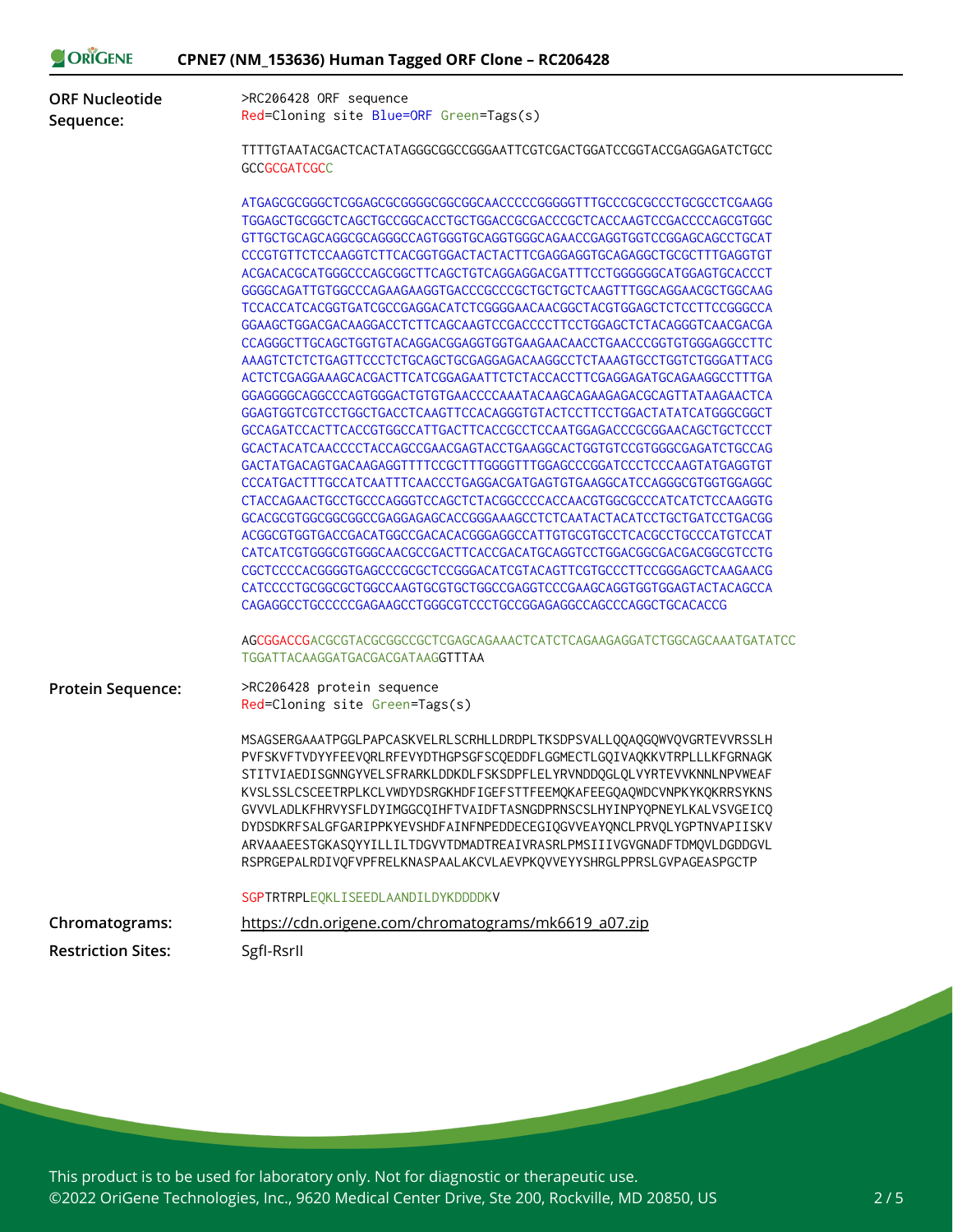| | |
|---|---|
| **ORF Nucleotide Sequence:** | >RC206428 ORF sequence<br>Red=Cloning site Blue=ORF Green=Tags(s)<br><br>TTTTGTAATACGACTCACTATAGGGCGGCCGGGAATTCGTCGACTGGATCCGGTACCGAGGAGATCTGCC<br>GCCGCGATCGCC<br><br>ATGAGCGCGGGCTCGGAGCGCGGGGCGGCGGCAACCCCCGGGGGTTTGCCCGCGCCCTGCGCCTCGAAGG<br>TGGAGCTGCGGCTCAGCTGCCGGCACCTGCTGGACCGCGACCCGCTCACCAAGTCCGACCCCAGCGTGGC<br>GTTGCTGCAGCAGGCGCAGGGCCAGTGGGTGCAGGTGGGCAGAACCGAGGTGGTCCGGAGCAGCCTGCAT<br>CCCGTGTTCTCCAAGGTCTTCACGGTGGACTACTACTTCGAGGAGGTGCAGAGGCTGCGCTTTGAGGTGT<br>ACGACACGCATGGGCCCAGCGGCTTCAGCTGTCAGGAGGACGATTTCCTGGGGGGCATGGAGTGCACCCT<br>GGGGCAGATTGTGGCCCAGAAGAAGGTGACCCGCCCGCTGCTGCTCAAGTTTGGCAGGAACGCTGGCAAG<br>TCCACCATCACGGTGATCGCCGAGGACATCTCGGGGAACAACGGCTACGTGGAGCTCTCCTTCCGGGCCA<br>GGAAGCTGGACGACAAGGACCTCTTCAGCAAGTCCGACCCCTTCCTGGAGCTCTACAGGGTCAACGACGA<br>CCAGGGCTTGCAGCTGGTGTACAGGACGGAGGTGGTGAAGAACAACCTGAACCCGGTGTGGGAGGCCTTC<br>AAAGTCTCTCTGAGTTCCCTCTGCAGCTGCGAGGAGACAAGGCCTCTAAAGTGCCTGGTCTGGGATTACG<br>ACTCTCGAGGAAAGCACGACTTCATCGGAGAATTCTCTACCACCTTCGAGGAGATGCAGAAGGCCTTTGA<br>GGAGGGGCAGGCCCAGTGGGACTGTGTGAACCCCAAATACAAGCAGAAGAGACGCAGTTATAAGAACTCA<br>GGAGTGGTCGTCCTGGCTGACCTCAAGTTCCACAGGGTGTACTCCTTCCTGGACTATATCATGGGCGGCT<br>GCCAGATCCACTTCACCGTGGCCATTGACTTCACCGCCTCCAATGGAGACCCGCGGAACAGCTGCTCCCT<br>GCACTACATCAACCCCTACCAGCCGAACGAGTACCTGAAGGCACTGGTGTCCGTGGGCGAGATCTGCCAG<br>GACTATGACAGTGACAAGAGGTTTTCCGCTTTGGGGTTTGGAGCCCGGATCCCTCCCAAGTATGAGGTGT<br>CCCATGACTTTGCCATCAATTTCAACCCTGAGGACGATGAGTGTGAAGGCATCCAGGGCGTGGTGGAGGC<br>CTACCAGAACTGCCTGCCCAGGGTCCAGCTCTACGGCCCCACCAACGTGGCGCCCATCATCTCCAAGGTG<br>GCACGCGTGGCGGCGGCCGAGGAGAGCACCGGGAAAGCCTCTCAATACTACATCCTGCTGATCCTGACGG<br>ACGGCGTGGTGACCGACATGGCCGACACACGGGAGGCCATTGTGCGTGCCTCACGCCTGCCCATGTCCAT<br>CATCATCGTGGGCGTGGGCAACGCCGACTTCACCGACATGCAGGTCCTGGACGGCGACGACGGCGTCCTG<br>CGCTCCCCACGGGGTGAGCCCGCGCTCCGGGACATCGTACAGTTCGTGCCCTTCCGGGAGCTCAAGAACG<br>CATCCCCTGCGGCGCTGGCCAAGTGCGTGCTGGCCGAGGTCCCGAAGCAGGTGGTGGAGTACTACAGCCA<br>CAGAGGCCTGCCCCCGAGAAGCCTGGGCGTCCCTGCCGGAGAGGCCAGCCCAGGCTGCACACCG<br><br>AGCGGACCGACGCGTACGCGGCCGCTCGAGCAGAAACTCATCTCAGAAGAGGATCTGGCAGCAAATGATATCC<br>TGGATTACAAGGATGACGACGATAAGGTTTAA |
| **Protein Sequence:** | >RC206428 protein sequence<br>Red=Cloning site Green=Tags(s)<br><br>MSAGSERGAAATPGGLPAPCASKVELRLSCRHLLDRDPLTKSDPSVALLQQAQGQWVQVGRTEVVRSSLH<br>PVFSKVFTVDYYFEEVQRLRFEVYDTHGPSGFSCQEDDFLGGMECTLGQIVAQKKVTRPLLLKFGRNAGK<br>STITVIAEDISGNNGYVELSFRARKLDDKDLFSKSDPFLELYRVNDDQGLQLVYRTEVVKNNLNPVWEAF<br>KVSLSSLCSCEETRPLKCLVWDYDSRGKHDFIGEFSTTFEEMQKAFEEGQAQWDCVNPKYKQKRRSYKNS<br>GVVVLADLKFHRVYSFLDYIMGGCQIHFTVAIDFTASNGDPRNSCSLHYINPYQPNEYLKALVSVGEICQ<br>DYDSDKRFSALGFGARIPPKYEVSHDFAINFNPEDDECEGIQGVVEAYQNCLPRVQLYGPTNVAPIISKV<br>ARVAAAEESTGKASQYYILLILTDGVVTDMADTREAIVRASRLPMSIIIVGVGNADFTDMQVLDGDDGVL<br>RSPRGEPALRDIVQFVPFRELKNASPAALAKCVLAEVPKQVVEYYSHRGLPPRSLGVPAGEASPGCTP<br><br>SGPTRTRPLEQKLISEEDLAANDILDYKDDDDKV |
| **Chromatograms:** | https://cdn.origene.com/chromatograms/mk6619_a07.zip |
| **Restriction Sites:** | SgfI-RsrII |

This product is to be used for laboratory only. Not for diagnostic or therapeutic use.
©2022 OriGene Technologies, Inc., 9620 Medical Center Drive, Ste 200, Rockville, MD 20850, US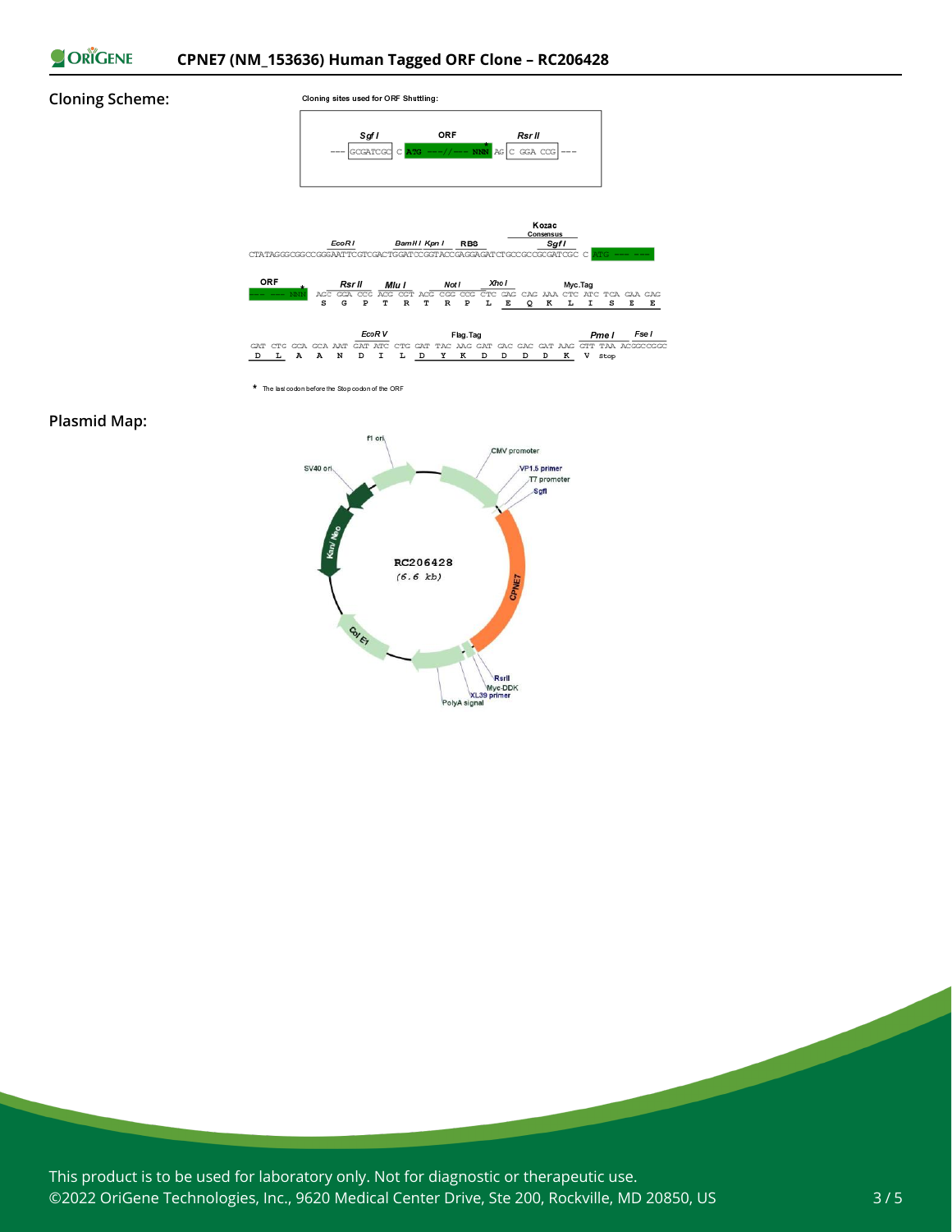## Cloning Scheme:

Cloning sites used for ORF Shuttling:

```
         Sgf I         ORF              Rsr II
--- GCGATCGC C ATG ---//--- NNN AG C GGA CCG ---
```

```
                                                               Kozac
                                                               Consensus
           EcoR I        BamH I Kpn I    RBS                   Sgf I
CTATAGGGCGGCCGGGAATTCGTCGACTGGATCCGGTACCGAGGAGATCTGCCGCCGCGATCGC C ATG --- ---

ORF         Rsr II      Mlu I        Not I       Xho I              Myc.Tag
--- --- NNN AGC GGA CCG ACG CGT ACG CGG CCG CTC GAG CAG AAA CTC ATC TCA GAA GAG
             S   G   P   T   R   T   R   P   L   E   Q   K   L   I   S   E   E

                        EcoR V                  Flag.Tag                     Pme I    Fse I
GAT CTG GCA GCA AAT GAT ATC CTG GAT TAC AAG GAT GAC GAC GAT AAG GTT TAA ACGGCCGGC
 D   L   A   A   N   D   I   L   D   Y   K   D   D   D   D   K   V  Stop
```

\* The last codon before the Stop codon of the ORF

## Plasmid Map:

RC206428 (6.6 kb)

Labels: f1 ori, CMV promoter, VP1.5 primer, T7 promoter, SgfI, CPNE7, RsrII, Myc-DDK, XL39 primer, PolyA signal, Col E1, Kan/ Neo, SV40 ori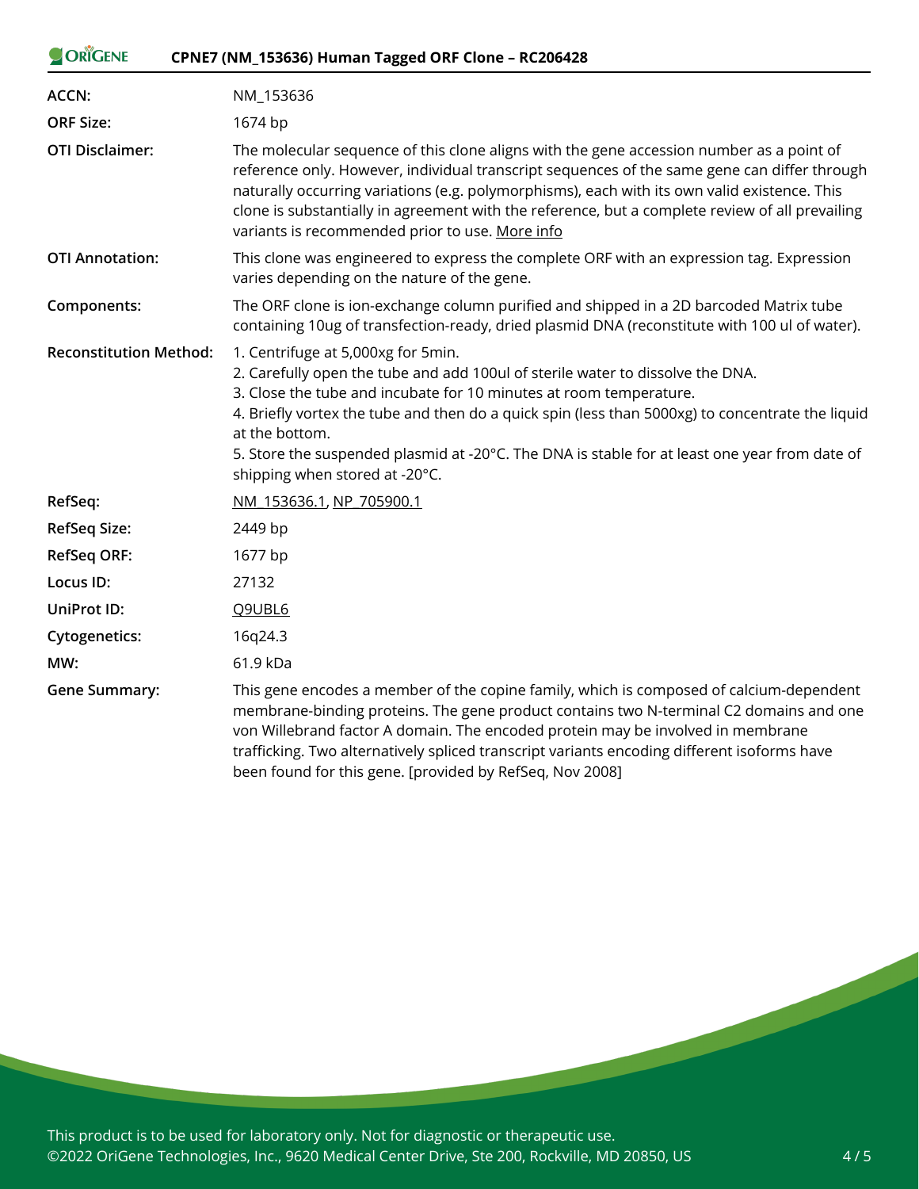| | |
|---|---|
| **ACCN:** | NM_153636 |
| **ORF Size:** | 1674 bp |
| **OTI Disclaimer:** | The molecular sequence of this clone aligns with the gene accession number as a point of reference only. However, individual transcript sequences of the same gene can differ through naturally occurring variations (e.g. polymorphisms), each with its own valid existence. This clone is substantially in agreement with the reference, but a complete review of all prevailing variants is recommended prior to use. More info |
| **OTI Annotation:** | This clone was engineered to express the complete ORF with an expression tag. Expression varies depending on the nature of the gene. |
| **Components:** | The ORF clone is ion-exchange column purified and shipped in a 2D barcoded Matrix tube containing 10ug of transfection-ready, dried plasmid DNA (reconstitute with 100 ul of water). |
| **Reconstitution Method:** | 1. Centrifuge at 5,000xg for 5min.<br>2. Carefully open the tube and add 100ul of sterile water to dissolve the DNA.<br>3. Close the tube and incubate for 10 minutes at room temperature.<br>4. Briefly vortex the tube and then do a quick spin (less than 5000xg) to concentrate the liquid at the bottom.<br>5. Store the suspended plasmid at -20°C. The DNA is stable for at least one year from date of shipping when stored at -20°C. |
| **RefSeq:** | NM_153636.1, NP_705900.1 |
| **RefSeq Size:** | 2449 bp |
| **RefSeq ORF:** | 1677 bp |
| **Locus ID:** | 27132 |
| **UniProt ID:** | Q9UBL6 |
| **Cytogenetics:** | 16q24.3 |
| **MW:** | 61.9 kDa |
| **Gene Summary:** | This gene encodes a member of the copine family, which is composed of calcium-dependent membrane-binding proteins. The gene product contains two N-terminal C2 domains and one von Willebrand factor A domain. The encoded protein may be involved in membrane trafficking. Two alternatively spliced transcript variants encoding different isoforms have been found for this gene. [provided by RefSeq, Nov 2008] |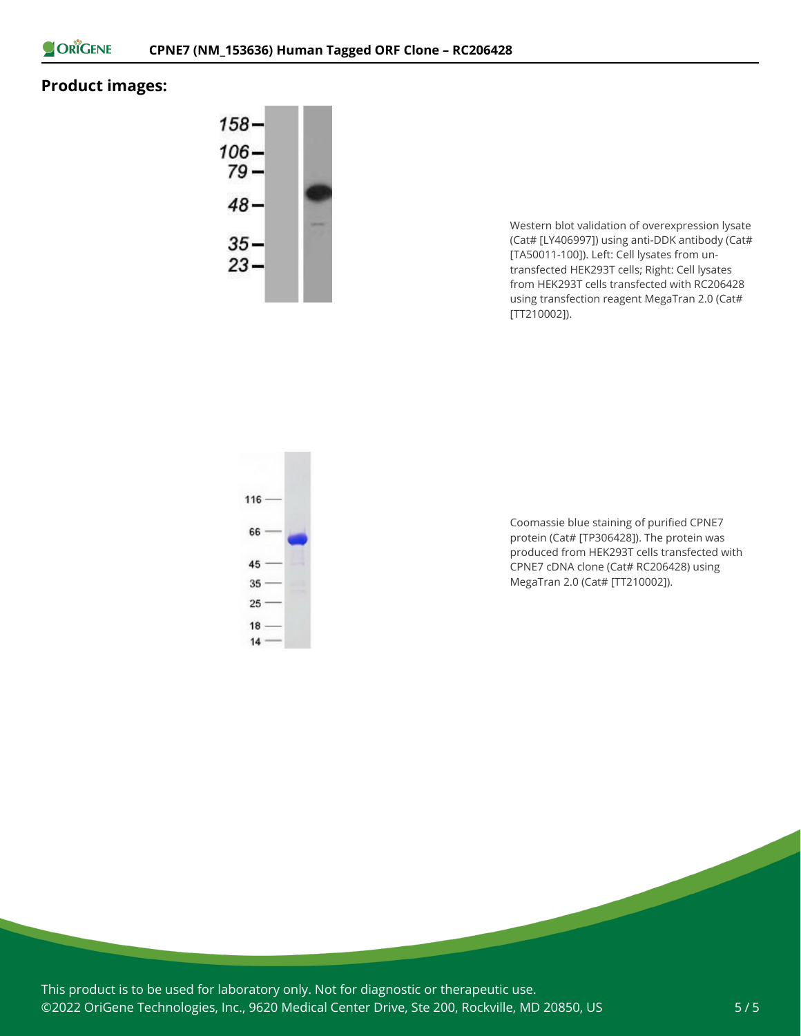## Product images:

158
106
79
48
35
23

Western blot validation of overexpression lysate (Cat# [LY406997]) using anti-DDK antibody (Cat# [TA50011-100]). Left: Cell lysates from un-transfected HEK293T cells; Right: Cell lysates from HEK293T cells transfected with RC206428 using transfection reagent MegaTran 2.0 (Cat# [TT210002]).

116
66
45
35
25
18
14

Coomassie blue staining of purified CPNE7 protein (Cat# [TP306428]). The protein was produced from HEK293T cells transfected with CPNE7 cDNA clone (Cat# RC206428) using MegaTran 2.0 (Cat# [TT210002]).

This product is to be used for laboratory only. Not for diagnostic or therapeutic use.
©2022 OriGene Technologies, Inc., 9620 Medical Center Drive, Ste 200, Rockville, MD 20850, US